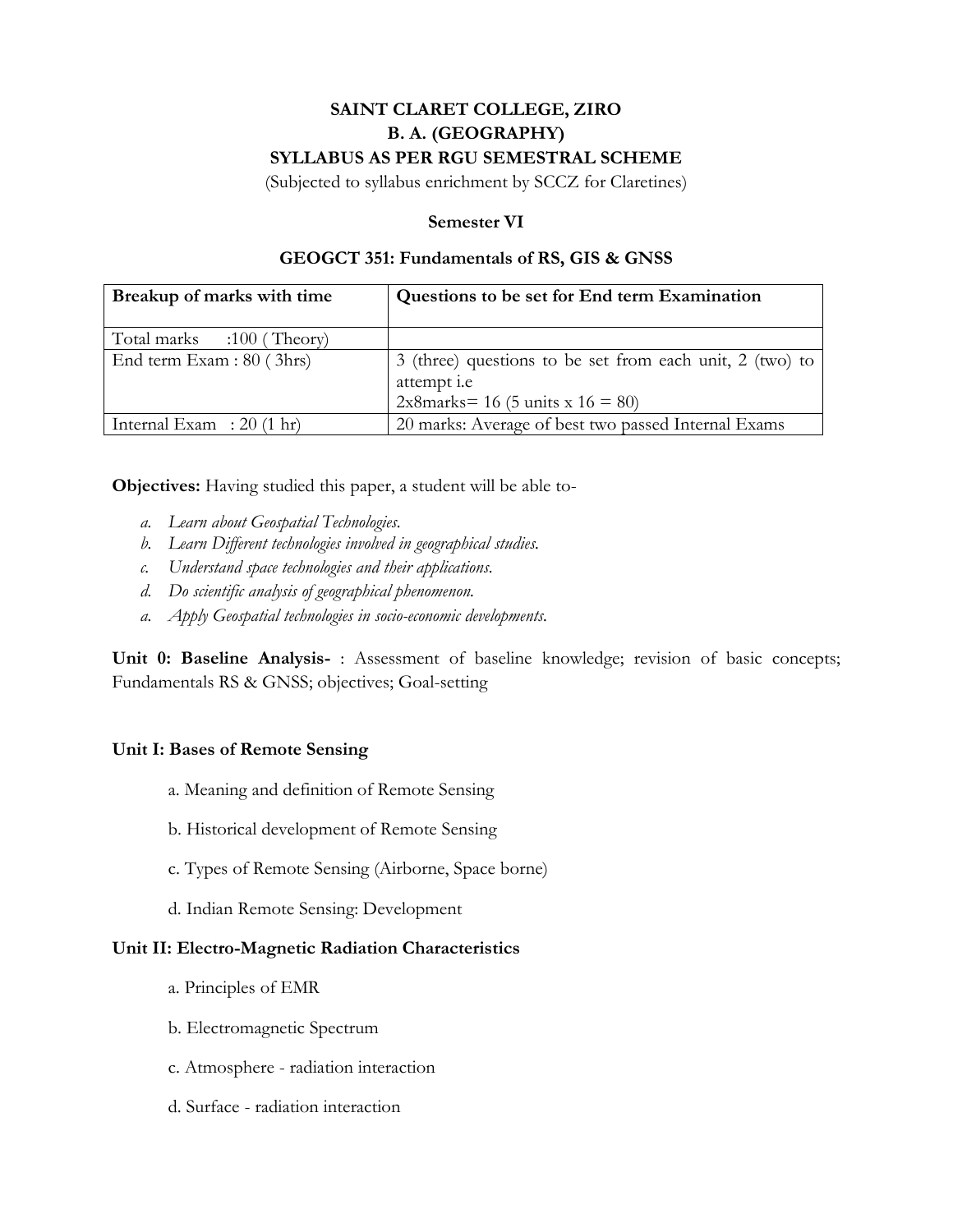# SAINT CLARET COLLEGE, ZIRO
## B. A. (GEOGRAPHY)
## SYLLABUS AS PER RGU SEMESTRAL SCHEME

(Subjected to syllabus enrichment by SCCZ for Claretines)

### Semester VI

### GEOGCT 351: Fundamentals of RS, GIS & GNSS

| **Breakup of marks with time** | **Questions to be set for End term Examination** |
|---|---|
| Total marks :100 ( Theory) | |
| End term Exam : 80 ( 3hrs) | 3 (three) questions to be set from each unit, 2 (two) to attempt i.e 2x8marks= 16 (5 units x 16 = 80) |
| Internal Exam : 20 (1 hr) | 20 marks: Average of best two passed Internal Exams |

**Objectives:** Having studied this paper, a student will be able to-

a. *Learn about Geospatial Technologies.*
b. *Learn Different technologies involved in geographical studies.*
c. *Understand space technologies and their applications.*
d. *Do scientific analysis of geographical phenomenon.*
a. *Apply Geospatial technologies in socio-economic developments.*

**Unit 0: Baseline Analysis-** : Assessment of baseline knowledge; revision of basic concepts; Fundamentals RS & GNSS; objectives; Goal-setting

**Unit I: Bases of Remote Sensing**

a. Meaning and definition of Remote Sensing

b. Historical development of Remote Sensing

c. Types of Remote Sensing (Airborne, Space borne)

d. Indian Remote Sensing: Development

**Unit II: Electro-Magnetic Radiation Characteristics**

a. Principles of EMR

b. Electromagnetic Spectrum

c. Atmosphere - radiation interaction

d. Surface - radiation interaction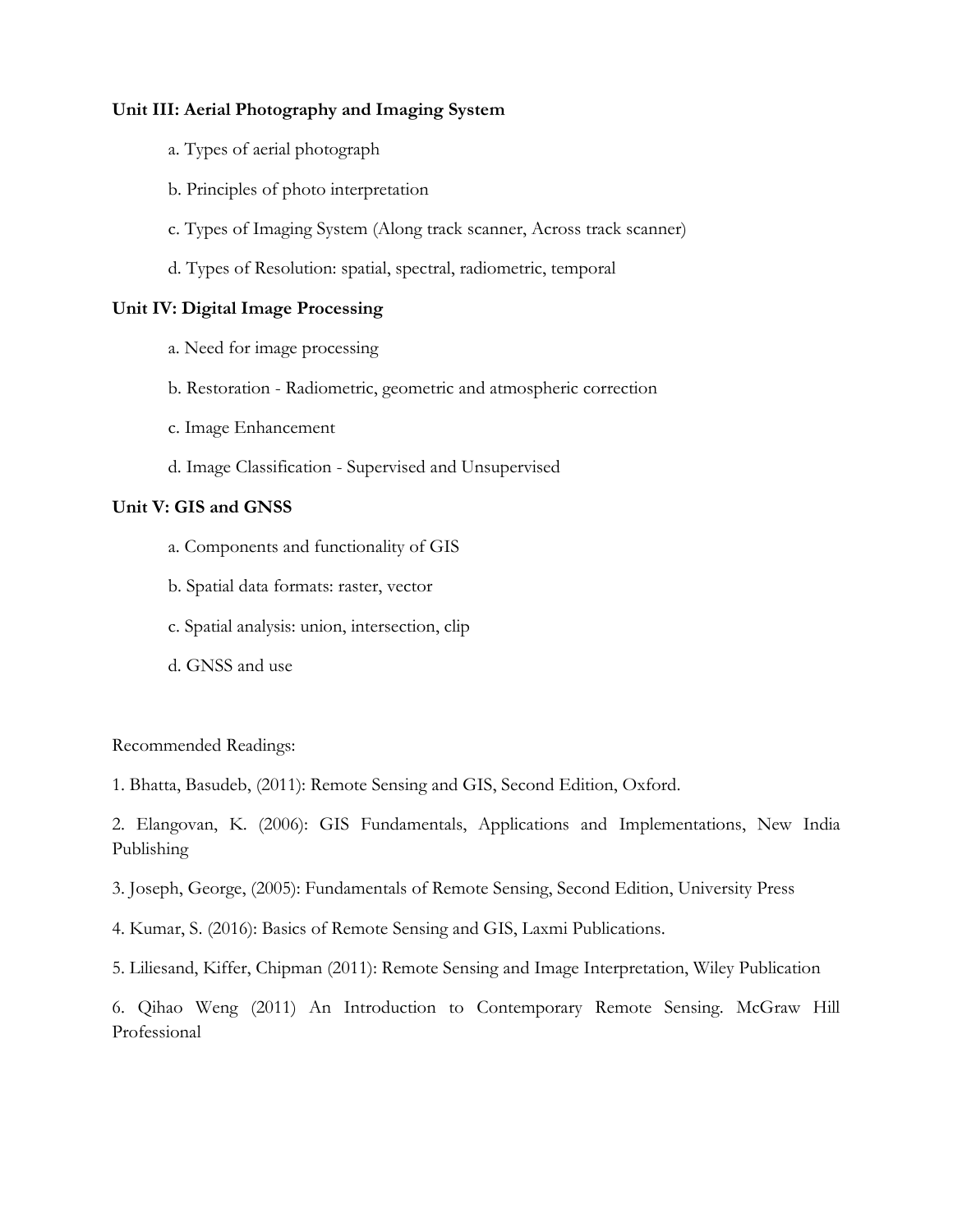**Unit III: Aerial Photography and Imaging System**

a. Types of aerial photograph

b. Principles of photo interpretation

c. Types of Imaging System (Along track scanner, Across track scanner)

d. Types of Resolution: spatial, spectral, radiometric, temporal

**Unit IV: Digital Image Processing**

a. Need for image processing

b. Restoration - Radiometric, geometric and atmospheric correction

c. Image Enhancement

d. Image Classification - Supervised and Unsupervised

**Unit V: GIS and GNSS**

a. Components and functionality of GIS

b. Spatial data formats: raster, vector

c. Spatial analysis: union, intersection, clip

d. GNSS and use

Recommended Readings:

1. Bhatta, Basudeb, (2011): Remote Sensing and GIS, Second Edition, Oxford.

2. Elangovan, K. (2006): GIS Fundamentals, Applications and Implementations, New India Publishing

3. Joseph, George, (2005): Fundamentals of Remote Sensing, Second Edition, University Press

4. Kumar, S. (2016): Basics of Remote Sensing and GIS, Laxmi Publications.

5. Liliesand, Kiffer, Chipman (2011): Remote Sensing and Image Interpretation, Wiley Publication

6. Qihao Weng (2011) An Introduction to Contemporary Remote Sensing. McGraw Hill Professional